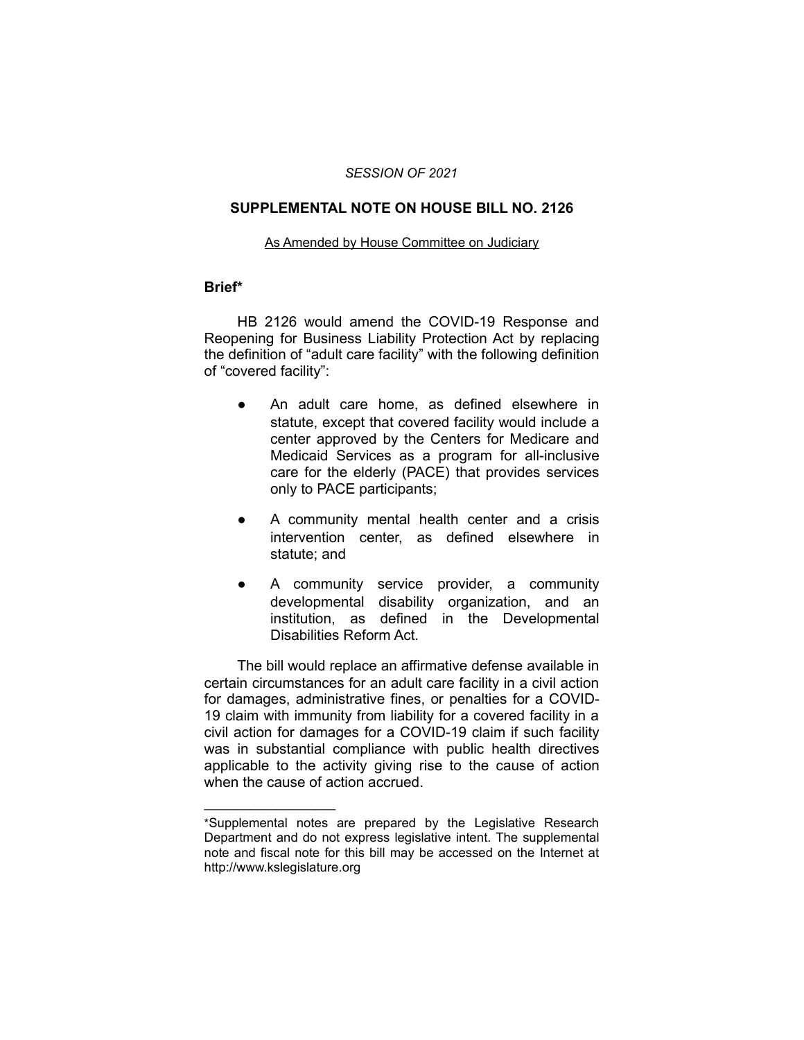*SESSION OF 2021*

# SUPPLEMENTAL NOTE ON HOUSE BILL NO. 2126

As Amended by House Committee on Judiciary

## Brief*

HB 2126 would amend the COVID-19 Response and Reopening for Business Liability Protection Act by replacing the definition of "adult care facility" with the following definition of "covered facility":

- An adult care home, as defined elsewhere in statute, except that covered facility would include a center approved by the Centers for Medicare and Medicaid Services as a program for all-inclusive care for the elderly (PACE) that provides services only to PACE participants;
- A community mental health center and a crisis intervention center, as defined elsewhere in statute; and
- A community service provider, a community developmental disability organization, and an institution, as defined in the Developmental Disabilities Reform Act.

The bill would replace an affirmative defense available in certain circumstances for an adult care facility in a civil action for damages, administrative fines, or penalties for a COVID-19 claim with immunity from liability for a covered facility in a civil action for damages for a COVID-19 claim if such facility was in substantial compliance with public health directives applicable to the activity giving rise to the cause of action when the cause of action accrued.

---

*Supplemental notes are prepared by the Legislative Research Department and do not express legislative intent. The supplemental note and fiscal note for this bill may be accessed on the Internet at http://www.kslegislature.org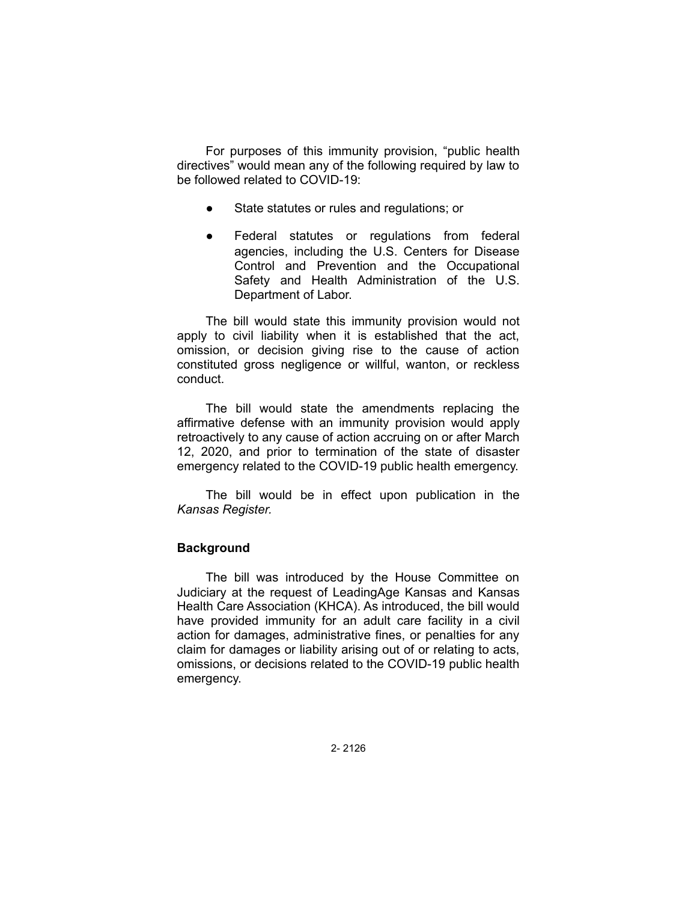For purposes of this immunity provision, "public health directives" would mean any of the following required by law to be followed related to COVID-19:

- State statutes or rules and regulations; or
- Federal statutes or regulations from federal agencies, including the U.S. Centers for Disease Control and Prevention and the Occupational Safety and Health Administration of the U.S. Department of Labor.

The bill would state this immunity provision would not apply to civil liability when it is established that the act, omission, or decision giving rise to the cause of action constituted gross negligence or willful, wanton, or reckless conduct.

The bill would state the amendments replacing the affirmative defense with an immunity provision would apply retroactively to any cause of action accruing on or after March 12, 2020, and prior to termination of the state of disaster emergency related to the COVID-19 public health emergency.

The bill would be in effect upon publication in the *Kansas Register.*

## Background

The bill was introduced by the House Committee on Judiciary at the request of LeadingAge Kansas and Kansas Health Care Association (KHCA). As introduced, the bill would have provided immunity for an adult care facility in a civil action for damages, administrative fines, or penalties for any claim for damages or liability arising out of or relating to acts, omissions, or decisions related to the COVID-19 public health emergency.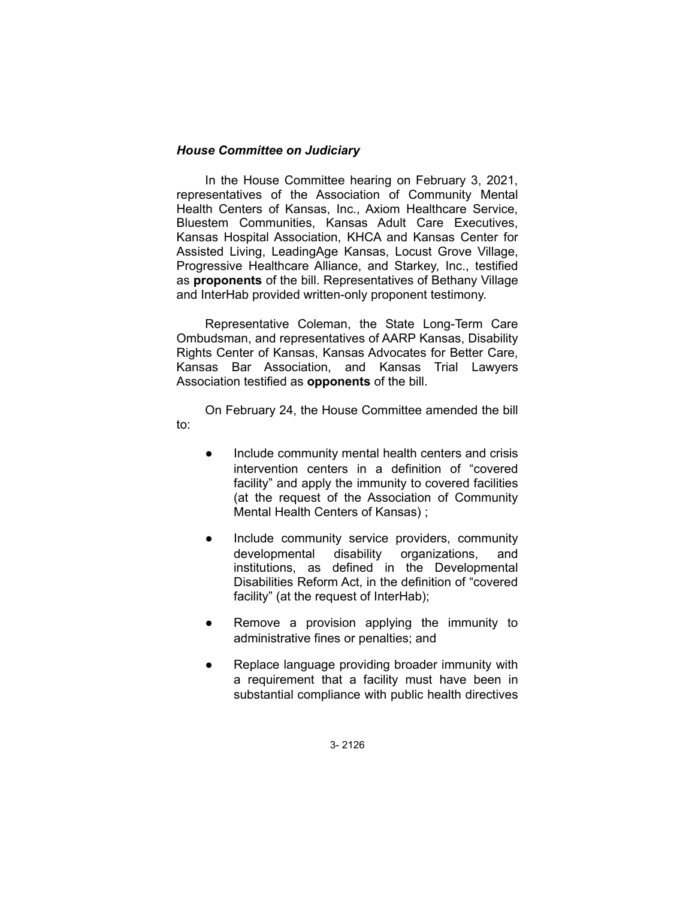***House Committee on Judiciary***

In the House Committee hearing on February 3, 2021, representatives of the Association of Community Mental Health Centers of Kansas, Inc., Axiom Healthcare Service, Bluestem Communities, Kansas Adult Care Executives, Kansas Hospital Association, KHCA and Kansas Center for Assisted Living, LeadingAge Kansas, Locust Grove Village, Progressive Healthcare Alliance, and Starkey, Inc., testified as **proponents** of the bill. Representatives of Bethany Village and InterHab provided written-only proponent testimony.

Representative Coleman, the State Long-Term Care Ombudsman, and representatives of AARP Kansas, Disability Rights Center of Kansas, Kansas Advocates for Better Care, Kansas Bar Association, and Kansas Trial Lawyers Association testified as **opponents** of the bill.

On February 24, the House Committee amended the bill to:

- Include community mental health centers and crisis intervention centers in a definition of "covered facility" and apply the immunity to covered facilities (at the request of the Association of Community Mental Health Centers of Kansas) ;
- Include community service providers, community developmental disability organizations, and institutions, as defined in the Developmental Disabilities Reform Act, in the definition of "covered facility" (at the request of InterHab);
- Remove a provision applying the immunity to administrative fines or penalties; and
- Replace language providing broader immunity with a requirement that a facility must have been in substantial compliance with public health directives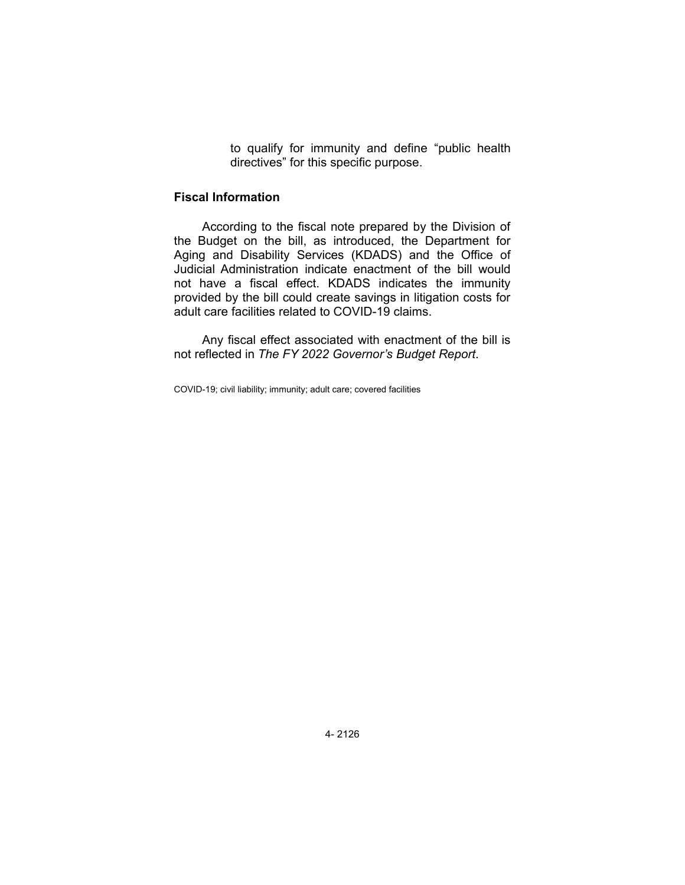to qualify for immunity and define "public health directives" for this specific purpose.

## Fiscal Information

According to the fiscal note prepared by the Division of the Budget on the bill, as introduced, the Department for Aging and Disability Services (KDADS) and the Office of Judicial Administration indicate enactment of the bill would not have a fiscal effect. KDADS indicates the immunity provided by the bill could create savings in litigation costs for adult care facilities related to COVID-19 claims.

Any fiscal effect associated with enactment of the bill is not reflected in *The FY 2022 Governor's Budget Report*.

COVID-19; civil liability; immunity; adult care; covered facilities